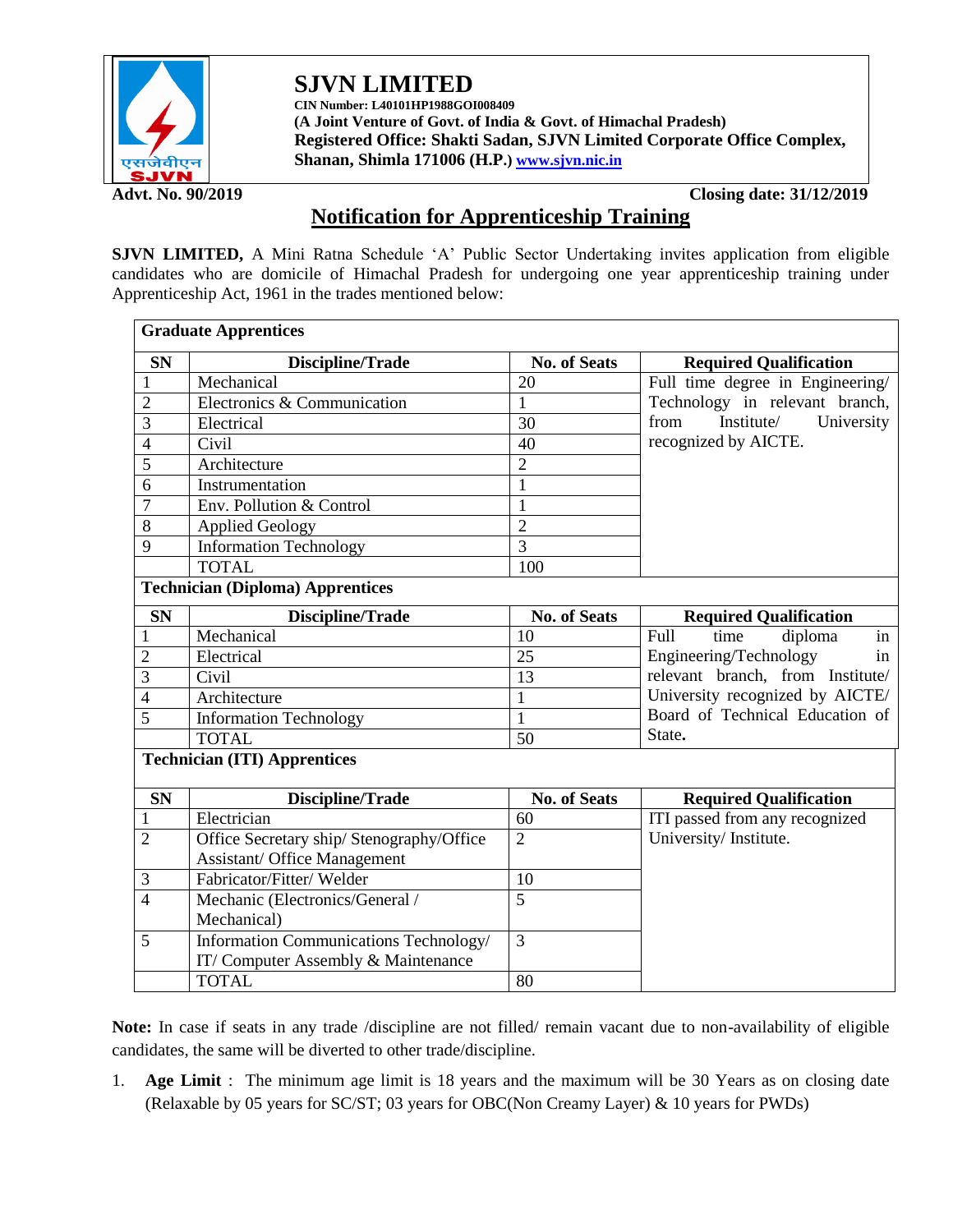# SJVN LIMITED

**CIN Number: L40101HP1988GOI008409**
**(A Joint Venture of Govt. of India & Govt. of Himachal Pradesh)**
**Registered Office: Shakti Sadan, SJVN Limited Corporate Office Complex, Shanan, Shimla 171006 (H.P.) www.sjvn.nic.in**

**Advt. No. 90/2019** **Closing date: 31/12/2019**

## Notification for Apprenticeship Training

**SJVN LIMITED,** A Mini Ratna Schedule 'A' Public Sector Undertaking invites application from eligible candidates who are domicile of Himachal Pradesh for undergoing one year apprenticeship training under Apprenticeship Act, 1961 in the trades mentioned below:

**Graduate Apprentices**

| SN | Discipline/Trade | No. of Seats | Required Qualification |
|---|---|---|---|
| 1 | Mechanical | 20 | Full time degree in Engineering/ Technology in relevant branch, from Institute/ University recognized by AICTE. |
| 2 | Electronics & Communication | 1 | |
| 3 | Electrical | 30 | |
| 4 | Civil | 40 | |
| 5 | Architecture | 2 | |
| 6 | Instrumentation | 1 | |
| 7 | Env. Pollution & Control | 1 | |
| 8 | Applied Geology | 2 | |
| 9 | Information Technology | 3 | |
| | TOTAL | 100 | |

**Technician (Diploma) Apprentices**

| SN | Discipline/Trade | No. of Seats | Required Qualification |
|---|---|---|---|
| 1 | Mechanical | 10 | Full time diploma in Engineering/Technology in relevant branch, from Institute/ University recognized by AICTE/ Board of Technical Education of State. |
| 2 | Electrical | 25 | |
| 3 | Civil | 13 | |
| 4 | Architecture | 1 | |
| 5 | Information Technology | 1 | |
| | TOTAL | 50 | |

**Technician (ITI) Apprentices**

| SN | Discipline/Trade | No. of Seats | Required Qualification |
|---|---|---|---|
| 1 | Electrician | 60 | ITI passed from any recognized University/ Institute. |
| 2 | Office Secretary ship/ Stenography/Office Assistant/ Office Management | 2 | |
| 3 | Fabricator/Fitter/ Welder | 10 | |
| 4 | Mechanic (Electronics/General / Mechanical) | 5 | |
| 5 | Information Communications Technology/ IT/ Computer Assembly & Maintenance | 3 | |
| | TOTAL | 80 | |

**Note:** In case if seats in any trade /discipline are not filled/ remain vacant due to non-availability of eligible candidates, the same will be diverted to other trade/discipline.

1. **Age Limit** : The minimum age limit is 18 years and the maximum will be 30 Years as on closing date (Relaxable by 05 years for SC/ST; 03 years for OBC(Non Creamy Layer) & 10 years for PWDs)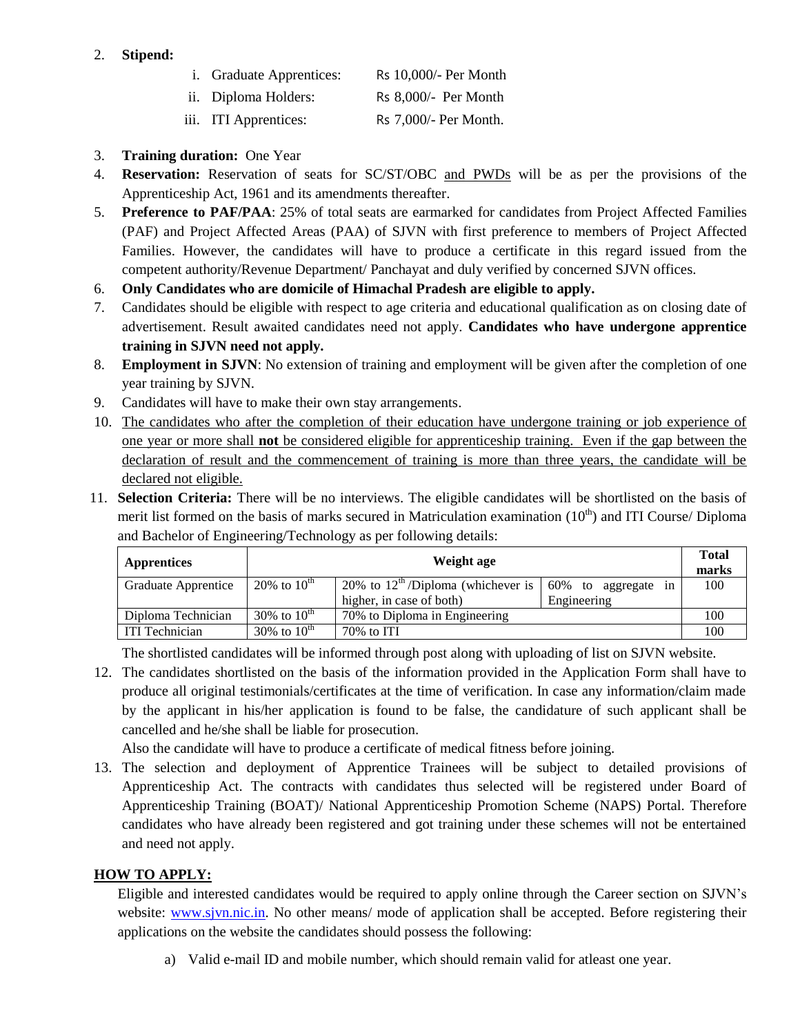2. **Stipend:**
   - i. Graduate Apprentices: Rs 10,000/- Per Month
   - ii. Diploma Holders: Rs 8,000/- Per Month
   - iii. ITI Apprentices: Rs 7,000/- Per Month.
3. **Training duration:** One Year
4. **Reservation:** Reservation of seats for SC/ST/OBC and PWDs will be as per the provisions of the Apprenticeship Act, 1961 and its amendments thereafter.
5. **Preference to PAF/PAA**: 25% of total seats are earmarked for candidates from Project Affected Families (PAF) and Project Affected Areas (PAA) of SJVN with first preference to members of Project Affected Families. However, the candidates will have to produce a certificate in this regard issued from the competent authority/Revenue Department/ Panchayat and duly verified by concerned SJVN offices.
6. **Only Candidates who are domicile of Himachal Pradesh are eligible to apply.**
7. Candidates should be eligible with respect to age criteria and educational qualification as on closing date of advertisement. Result awaited candidates need not apply. **Candidates who have undergone apprentice training in SJVN need not apply.**
8. **Employment in SJVN**: No extension of training and employment will be given after the completion of one year training by SJVN.
9. Candidates will have to make their own stay arrangements.
10. The candidates who after the completion of their education have undergone training or job experience of one year or more shall **not** be considered eligible for apprenticeship training. Even if the gap between the declaration of result and the commencement of training is more than three years, the candidate will be declared not eligible.
11. **Selection Criteria:** There will be no interviews. The eligible candidates will be shortlisted on the basis of merit list formed on the basis of marks secured in Matriculation examination (10th) and ITI Course/ Diploma and Bachelor of Engineering/Technology as per following details:

| Apprentices | Weight age | | | Total marks |
|---|---|---|---|---|
| Graduate Apprentice | 20% to 10th | 20% to 12th /Diploma (whichever is higher, in case of both) | 60% to aggregate in Engineering | 100 |
| Diploma Technician | 30% to 10th | 70% to Diploma in Engineering | | 100 |
| ITI Technician | 30% to 10th | 70% to ITI | | 100 |

    The shortlisted candidates will be informed through post along with uploading of list on SJVN website.

12. The candidates shortlisted on the basis of the information provided in the Application Form shall have to produce all original testimonials/certificates at the time of verification. In case any information/claim made by the applicant in his/her application is found to be false, the candidature of such applicant shall be cancelled and he/she shall be liable for prosecution.

    Also the candidate will have to produce a certificate of medical fitness before joining.

13. The selection and deployment of Apprentice Trainees will be subject to detailed provisions of Apprenticeship Act. The contracts with candidates thus selected will be registered under Board of Apprenticeship Training (BOAT)/ National Apprenticeship Promotion Scheme (NAPS) Portal. Therefore candidates who have already been registered and got training under these schemes will not be entertained and need not apply.

## HOW TO APPLY:

Eligible and interested candidates would be required to apply online through the Career section on SJVN's website: www.sjvn.nic.in. No other means/ mode of application shall be accepted. Before registering their applications on the website the candidates should possess the following:

a) Valid e-mail ID and mobile number, which should remain valid for atleast one year.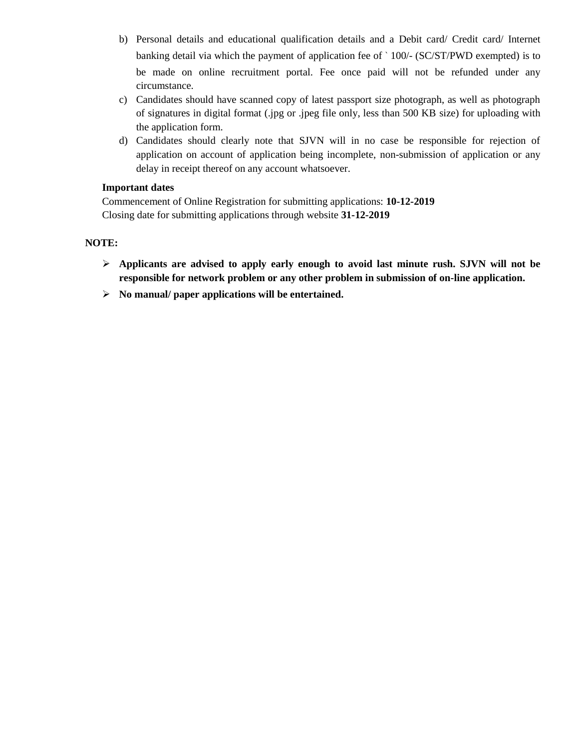b) Personal details and educational qualification details and a Debit card/ Credit card/ Internet banking detail via which the payment of application fee of ` 100/- (SC/ST/PWD exempted) is to be made on online recruitment portal. Fee once paid will not be refunded under any circumstance.
c) Candidates should have scanned copy of latest passport size photograph, as well as photograph of signatures in digital format (.jpg or .jpeg file only, less than 500 KB size) for uploading with the application form.
d) Candidates should clearly note that SJVN will in no case be responsible for rejection of application on account of application being incomplete, non-submission of application or any delay in receipt thereof on any account whatsoever.

**Important dates**

Commencement of Online Registration for submitting applications: **10-12-2019**
Closing date for submitting applications through website **31-12-2019**

**NOTE:**

- **Applicants are advised to apply early enough to avoid last minute rush. SJVN will not be responsible for network problem or any other problem in submission of on-line application.**
- **No manual/ paper applications will be entertained.**